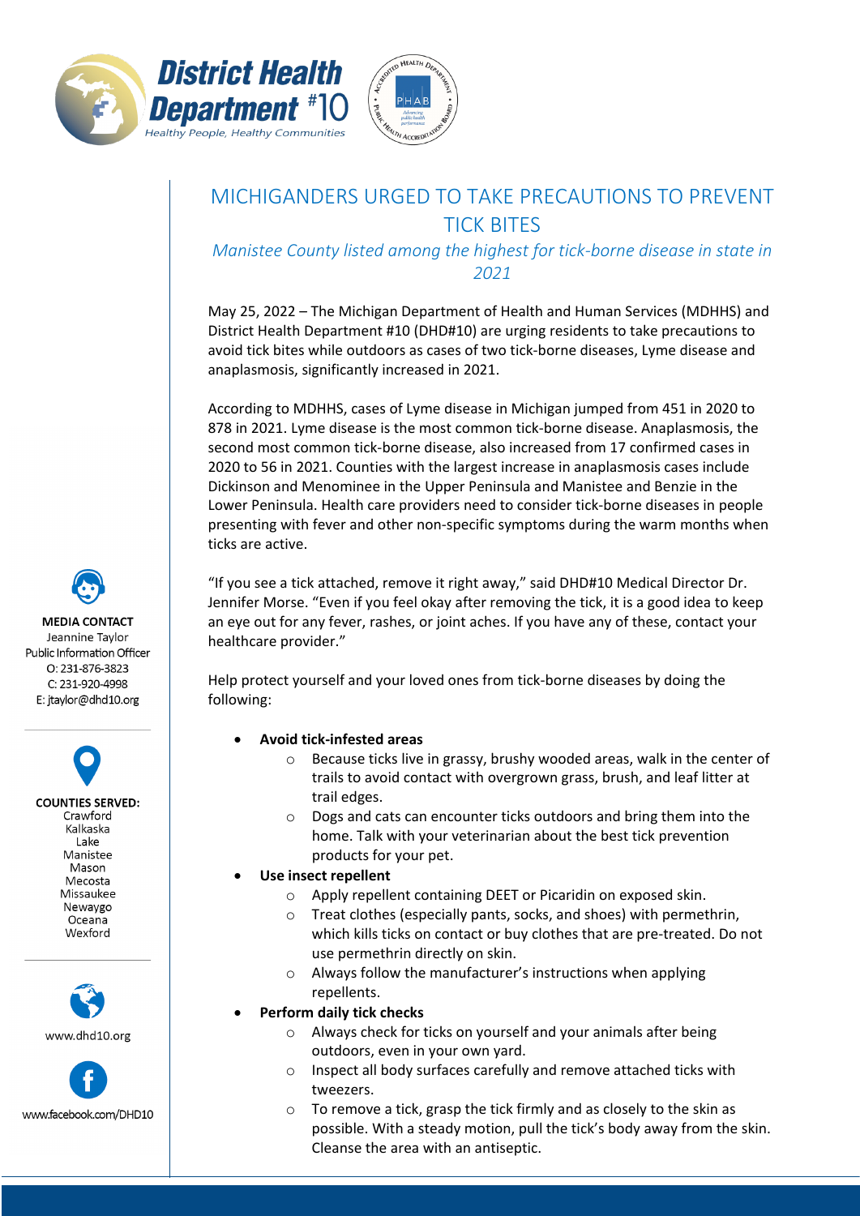District Health Department #10

*Healthy People, Healthy Communities*

# MICHIGANDERS URGED TO TAKE PRECAUTIONS TO PREVENT TICK BITES

*Manistee County listed among the highest for tick-borne disease in state in 2021*

May 25, 2022 – The Michigan Department of Health and Human Services (MDHHS) and District Health Department #10 (DHD#10) are urging residents to take precautions to avoid tick bites while outdoors as cases of two tick-borne diseases, Lyme disease and anaplasmosis, significantly increased in 2021.

According to MDHHS, cases of Lyme disease in Michigan jumped from 451 in 2020 to 878 in 2021. Lyme disease is the most common tick-borne disease. Anaplasmosis, the second most common tick-borne disease, also increased from 17 confirmed cases in 2020 to 56 in 2021. Counties with the largest increase in anaplasmosis cases include Dickinson and Menominee in the Upper Peninsula and Manistee and Benzie in the Lower Peninsula. Health care providers need to consider tick-borne diseases in people presenting with fever and other non-specific symptoms during the warm months when ticks are active.

"If you see a tick attached, remove it right away," said DHD#10 Medical Director Dr. Jennifer Morse. "Even if you feel okay after removing the tick, it is a good idea to keep an eye out for any fever, rashes, or joint aches. If you have any of these, contact your healthcare provider."

Help protect yourself and your loved ones from tick-borne diseases by doing the following:

- **Avoid tick-infested areas**
  - Because ticks live in grassy, brushy wooded areas, walk in the center of trails to avoid contact with overgrown grass, brush, and leaf litter at trail edges.
  - Dogs and cats can encounter ticks outdoors and bring them into the home. Talk with your veterinarian about the best tick prevention products for your pet.
- **Use insect repellent**
  - Apply repellent containing DEET or Picaridin on exposed skin.
  - Treat clothes (especially pants, socks, and shoes) with permethrin, which kills ticks on contact or buy clothes that are pre-treated. Do not use permethrin directly on skin.
  - Always follow the manufacturer's instructions when applying repellents.
- **Perform daily tick checks**
  - Always check for ticks on yourself and your animals after being outdoors, even in your own yard.
  - Inspect all body surfaces carefully and remove attached ticks with tweezers.
  - To remove a tick, grasp the tick firmly and as closely to the skin as possible. With a steady motion, pull the tick's body away from the skin. Cleanse the area with an antiseptic.

**MEDIA CONTACT**
Jeannine Taylor
Public Information Officer
O: 231-876-3823
C: 231-920-4998
E: jtaylor@dhd10.org

**COUNTIES SERVED:**
Crawford
Kalkaska
Lake
Manistee
Mason
Mecosta
Missaukee
Newaygo
Oceana
Wexford

www.dhd10.org

www.facebook.com/DHD10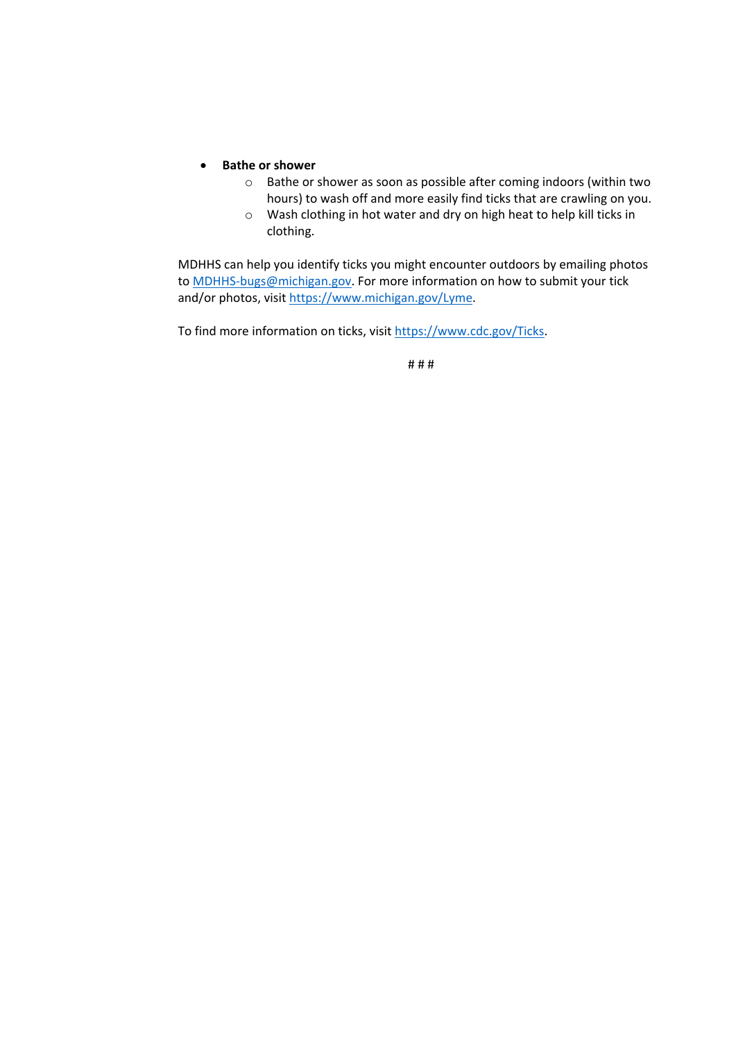- **Bathe or shower**
  - Bathe or shower as soon as possible after coming indoors (within two hours) to wash off and more easily find ticks that are crawling on you.
  - Wash clothing in hot water and dry on high heat to help kill ticks in clothing.

MDHHS can help you identify ticks you might encounter outdoors by emailing photos to [MDHHS-bugs@michigan.gov](mailto:MDHHS-bugs@michigan.gov). For more information on how to submit your tick and/or photos, visit [https://www.michigan.gov/Lyme](https://www.michigan.gov/Lyme).

To find more information on ticks, visit [https://www.cdc.gov/Ticks](https://www.cdc.gov/Ticks).

# # #